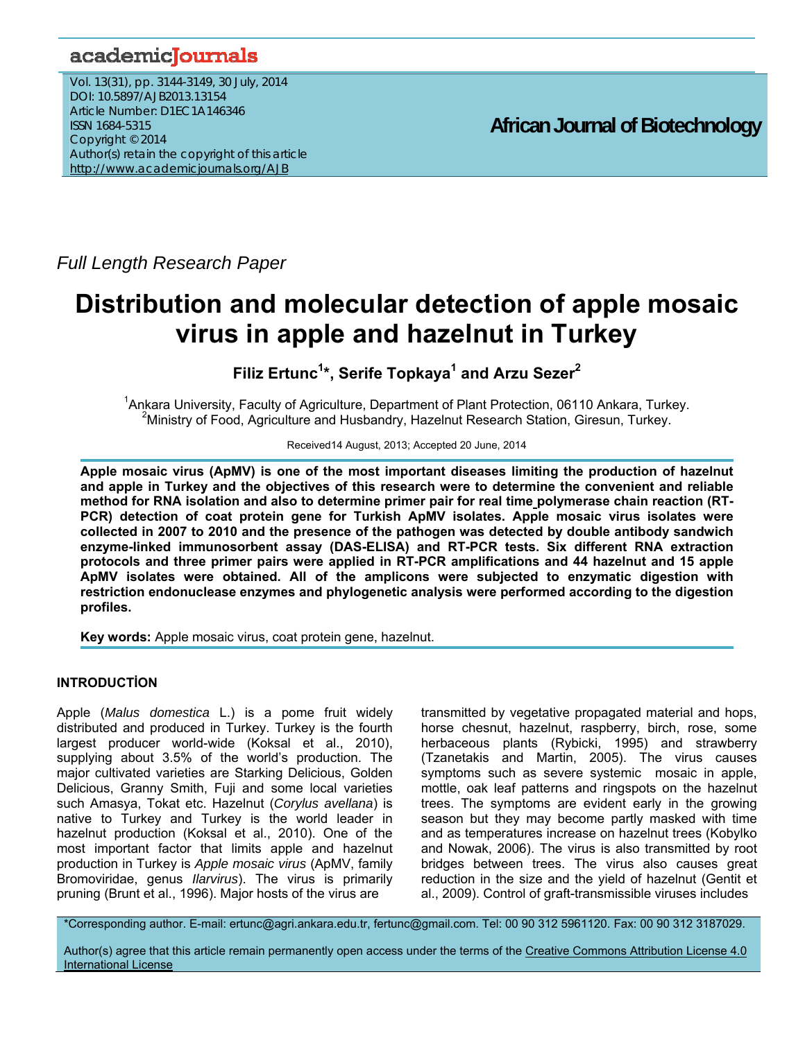Full Length Research Paper

# Distribution and molecular detection of apple mosaic virus in apple and hazelnut in Turkey

**Filiz Ertunc[1]\*, Serife Topkaya[1] and Arzu Sezer[2]**

[1]Ankara University, Faculty of Agriculture, Department of Plant Protection, 06110 Ankara, Turkey.
[2]Ministry of Food, Agriculture and Husbandry, Hazelnut Research Station, Giresun, Turkey.

Received14 August, 2013; Accepted 20 June, 2014

**Apple mosaic virus (ApMV) is one of the most important diseases limiting the production of hazelnut and apple in Turkey and the objectives of this research were to determine the convenient and reliable method for RNA isolation and also to determine primer pair for real time polymerase chain reaction (RT-PCR) detection of coat protein gene for Turkish ApMV isolates. Apple mosaic virus isolates were collected in 2007 to 2010 and the presence of the pathogen was detected by double antibody sandwich enzyme-linked immunosorbent assay (DAS-ELISA) and RT-PCR tests. Six different RNA extraction protocols and three primer pairs were applied in RT-PCR amplifications and 44 hazelnut and 15 apple ApMV isolates were obtained. All of the amplicons were subjected to enzymatic digestion with restriction endonuclease enzymes and phylogenetic analysis were performed according to the digestion profiles.**

**Key words:** Apple mosaic virus, coat protein gene, hazelnut.

## INTRODUCTİON

Apple (*Malus domestica* L.) is a pome fruit widely distributed and produced in Turkey. Turkey is the fourth largest producer world-wide (Koksal et al., 2010), supplying about 3.5% of the world's production. The major cultivated varieties are Starking Delicious, Golden Delicious, Granny Smith, Fuji and some local varieties such Amasya, Tokat etc. Hazelnut (*Corylus avellana*) is native to Turkey and Turkey is the world leader in hazelnut production (Koksal et al., 2010). One of the most important factor that limits apple and hazelnut production in Turkey is *Apple mosaic virus* (ApMV, family Bromoviridae, genus *Ilarvirus*). The virus is primarily pruning (Brunt et al., 1996). Major hosts of the virus are transmitted by vegetative propagated material and hops, horse chesnut, hazelnut, raspberry, birch, rose, some herbaceous plants (Rybicki, 1995) and strawberry (Tzanetakis and Martin, 2005). The virus causes symptoms such as severe systemic mosaic in apple, mottle, oak leaf patterns and ringspots on the hazelnut trees. The symptoms are evident early in the growing season but they may become partly masked with time and as temperatures increase on hazelnut trees (Kobylko and Nowak, 2006). The virus is also transmitted by root bridges between trees. The virus also causes great reduction in the size and the yield of hazelnut (Gentit et al., 2009). Control of graft-transmissible viruses includes

\*Corresponding author. E-mail: ertunc@agri.ankara.edu.tr, fertunc@gmail.com. Tel: 00 90 312 5961120. Fax: 00 90 312 3187029.

Author(s) agree that this article remain permanently open access under the terms of the Creative Commons Attribution License 4.0 International License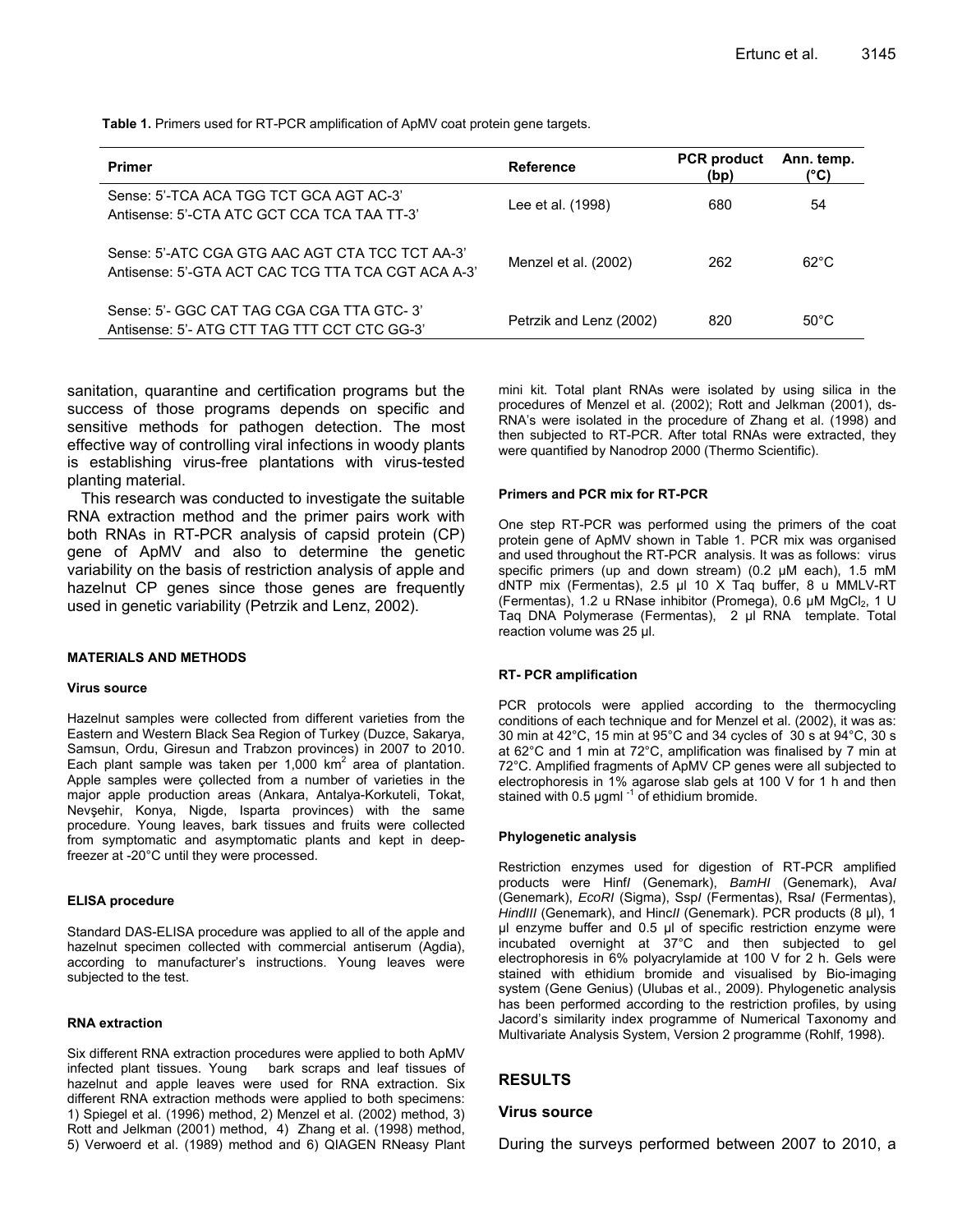**Table 1.** Primers used for RT-PCR amplification of ApMV coat protein gene targets.

| Primer | Reference | PCR product (bp) | Ann. temp. (°C) |
|---|---|---|---|
| Sense: 5'-TCA ACA TGG TCT GCA AGT AC-3' Antisense: 5'-CTA ATC GCT CCA TCA TAA TT-3' | Lee et al. (1998) | 680 | 54 |
| Sense: 5'-ATC CGA GTG AAC AGT CTA TCC TCT AA-3' Antisense: 5'-GTA ACT CAC TCG TTA TCA CGT ACA A-3' | Menzel et al. (2002) | 262 | 62°C |
| Sense: 5'- GGC CAT TAG CGA CGA TTA GTC- 3' Antisense: 5'- ATG CTT TAG TTT CCT CTC GG-3' | Petrzik and Lenz (2002) | 820 | 50°C |

sanitation, quarantine and certification programs but the success of those programs depends on specific and sensitive methods for pathogen detection. The most effective way of controlling viral infections in woody plants is establishing virus-free plantations with virus-tested planting material.

This research was conducted to investigate the suitable RNA extraction method and the primer pairs work with both RNAs in RT-PCR analysis of capsid protein (CP) gene of ApMV and also to determine the genetic variability on the basis of restriction analysis of apple and hazelnut CP genes since those genes are frequently used in genetic variability (Petrzik and Lenz, 2002).

## MATERIALS AND METHODS

### Virus source

Hazelnut samples were collected from different varieties from the Eastern and Western Black Sea Region of Turkey (Duzce, Sakarya, Samsun, Ordu, Giresun and Trabzon provinces) in 2007 to 2010. Each plant sample was taken per 1,000 $km^2$ area of plantation. Apple samples were çollected from a number of varieties in the major apple production areas (Ankara, Antalya-Korkuteli, Tokat, Nevşehir, Konya, Nigde, Isparta provinces) with the same procedure. Young leaves, bark tissues and fruits were collected from symptomatic and asymptomatic plants and kept in deep-freezer at -20°C until they were processed.

### ELISA procedure

Standard DAS-ELISA procedure was applied to all of the apple and hazelnut specimen collected with commercial antiserum (Agdia), according to manufacturer's instructions. Young leaves were subjected to the test.

### RNA extraction

Six different RNA extraction procedures were applied to both ApMV infected plant tissues. Young bark scraps and leaf tissues of hazelnut and apple leaves were used for RNA extraction. Six different RNA extraction methods were applied to both specimens: 1) Spiegel et al. (1996) method, 2) Menzel et al. (2002) method, 3) Rott and Jelkman (2001) method, 4) Zhang et al. (1998) method, 5) Verwoerd et al. (1989) method and 6) QIAGEN RNeasy Plant mini kit. Total plant RNAs were isolated by using silica in the procedures of Menzel et al. (2002); Rott and Jelkman (2001), ds-RNA's were isolated in the procedure of Zhang et al. (1998) and then subjected to RT-PCR. After total RNAs were extracted, they were quantified by Nanodrop 2000 (Thermo Scientific).

### Primers and PCR mix for RT-PCR

One step RT-PCR was performed using the primers of the coat protein gene of ApMV shown in Table 1. PCR mix was organised and used throughout the RT-PCR analysis. It was as follows: virus specific primers (up and down stream) (0.2 µM each), 1.5 mM dNTP mix (Fermentas), 2.5 µl 10 X Taq buffer, 8 u MMLV-RT (Fermentas), 1.2 u RNase inhibitor (Promega), 0.6 µM $MgCl_2$, 1 U Taq DNA Polymerase (Fermentas), 2 µl RNA template. Total reaction volume was 25 µl.

### RT- PCR amplification

PCR protocols were applied according to the thermocycling conditions of each technique and for Menzel et al. (2002), it was as: 30 min at 42°C, 15 min at 95°C and 34 cycles of 30 s at 94°C, 30 s at 62°C and 1 min at 72°C, amplification was finalised by 7 min at 72°C. Amplified fragments of ApMV CP genes were all subjected to electrophoresis in 1% agarose slab gels at 100 V for 1 h and then stained with 0.5 $\mu g ml^{-1}$ of ethidium bromide.

### Phylogenetic analysis

Restriction enzymes used for digestion of RT-PCR amplified products were Hinf*I* (Genemark), *BamHI* (Genemark), Ava*I* (Genemark), *EcoRI* (Sigma), Ssp*I* (Fermentas), Rsa*I* (Fermentas), *HindIII* (Genemark), and Hinc*II* (Genemark). PCR products (8 µl), 1 µl enzyme buffer and 0.5 µl of specific restriction enzyme were incubated overnight at 37°C and then subjected to gel electrophoresis in 6% polyacrylamide at 100 V for 2 h. Gels were stained with ethidium bromide and visualised by Bio-imaging system (Gene Genius) (Ulubas et al., 2009). Phylogenetic analysis has been performed according to the restriction profiles, by using Jacord's similarity index programme of Numerical Taxonomy and Multivariate Analysis System, Version 2 programme (Rohlf, 1998).

## RESULTS

### Virus source

During the surveys performed between 2007 to 2010, a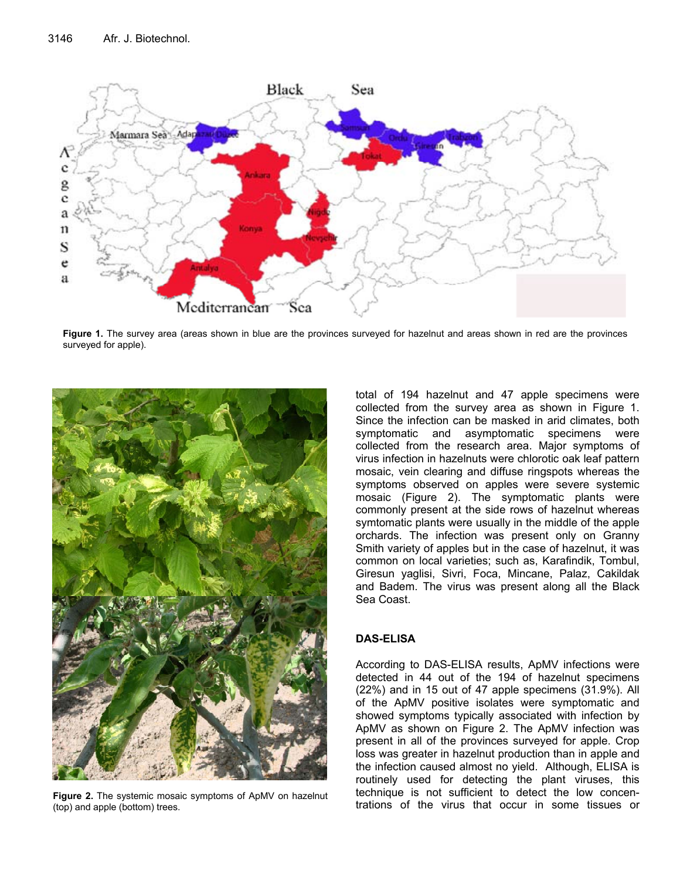**Figure 1.** The survey area (areas shown in blue are the provinces surveyed for hazelnut and areas shown in red are the provinces surveyed for apple).

**Figure 2.** The systemic mosaic symptoms of ApMV on hazelnut (top) and apple (bottom) trees.

total of 194 hazelnut and 47 apple specimens were collected from the survey area as shown in Figure 1. Since the infection can be masked in arid climates, both symptomatic and asymptomatic specimens were collected from the research area. Major symptoms of virus infection in hazelnuts were chlorotic oak leaf pattern mosaic, vein clearing and diffuse ringspots whereas the symptoms observed on apples were severe systemic mosaic (Figure 2). The symptomatic plants were commonly present at the side rows of hazelnut whereas symtomatic plants were usually in the middle of the apple orchards. The infection was present only on Granny Smith variety of apples but in the case of hazelnut, it was common on local varieties; such as, Karafindik, Tombul, Giresun yaglisi, Sivri, Foca, Mincane, Palaz, Cakildak and Badem. The virus was present along all the Black Sea Coast.

## DAS-ELISA

According to DAS-ELISA results, ApMV infections were detected in 44 out of the 194 of hazelnut specimens (22%) and in 15 out of 47 apple specimens (31.9%). All of the ApMV positive isolates were symptomatic and showed symptoms typically associated with infection by ApMV as shown on Figure 2. The ApMV infection was present in all of the provinces surveyed for apple. Crop loss was greater in hazelnut production than in apple and the infection caused almost no yield. Although, ELISA is routinely used for detecting the plant viruses, this technique is not sufficient to detect the low concentrations of the virus that occur in some tissues or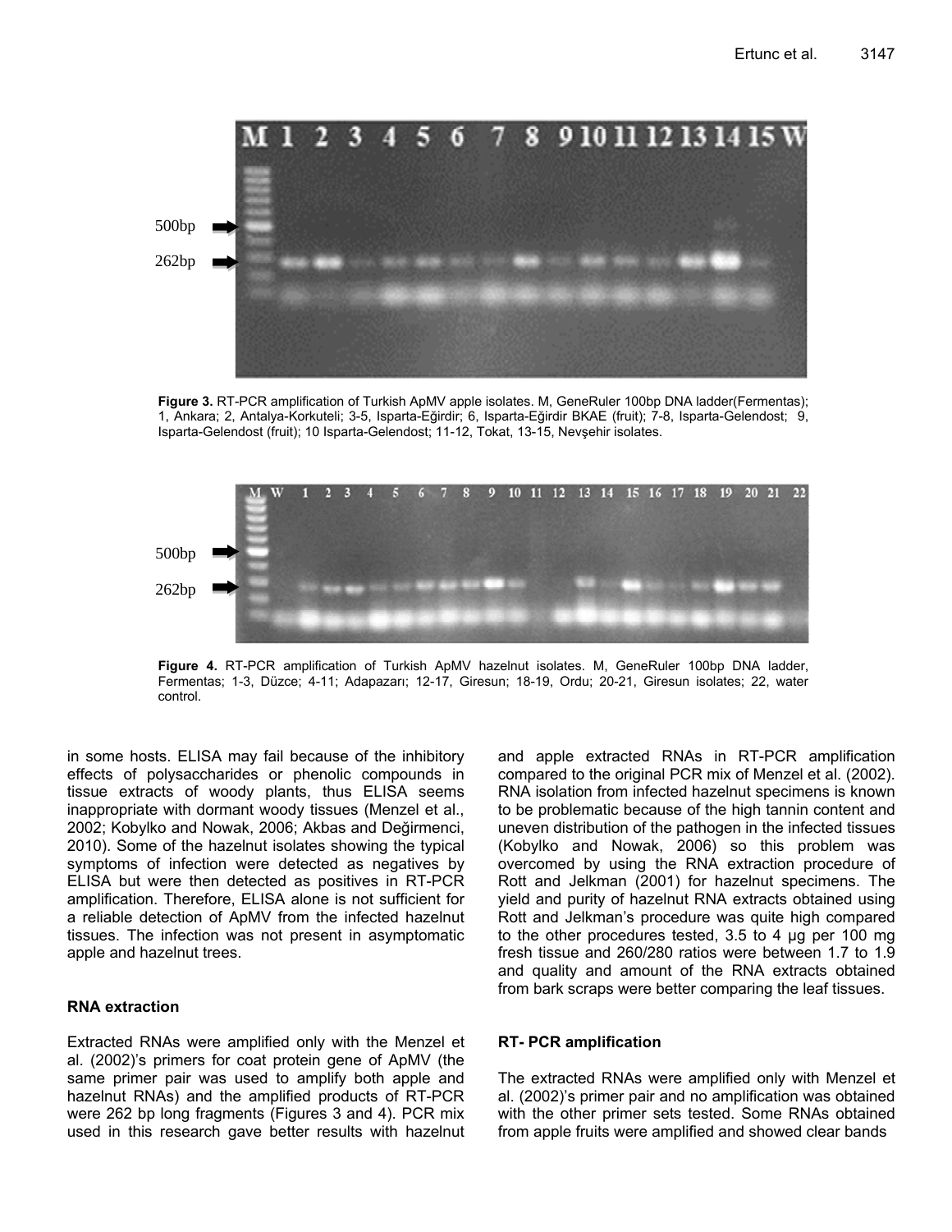**Figure 3.** RT-PCR amplification of Turkish ApMV apple isolates. M, GeneRuler 100bp DNA ladder(Fermentas); 1, Ankara; 2, Antalya-Korkuteli; 3-5, Isparta-Eğirdir; 6, Isparta-Eğirdir BKAE (fruit); 7-8, Isparta-Gelendost; 9, Isparta-Gelendost (fruit); 10 Isparta-Gelendost; 11-12, Tokat, 13-15, Nevşehir isolates.

**Figure 4.** RT-PCR amplification of Turkish ApMV hazelnut isolates. M, GeneRuler 100bp DNA ladder, Fermentas; 1-3, Düzce; 4-11; Adapazarı; 12-17, Giresun; 18-19, Ordu; 20-21, Giresun isolates; 22, water control.

in some hosts. ELISA may fail because of the inhibitory effects of polysaccharides or phenolic compounds in tissue extracts of woody plants, thus ELISA seems inappropriate with dormant woody tissues (Menzel et al., 2002; Kobylko and Nowak, 2006; Akbas and Değirmenci, 2010). Some of the hazelnut isolates showing the typical symptoms of infection were detected as negatives by ELISA but were then detected as positives in RT-PCR amplification. Therefore, ELISA alone is not sufficient for a reliable detection of ApMV from the infected hazelnut tissues. The infection was not present in asymptomatic apple and hazelnut trees.

### RNA extraction

Extracted RNAs were amplified only with the Menzel et al. (2002)'s primers for coat protein gene of ApMV (the same primer pair was used to amplify both apple and hazelnut RNAs) and the amplified products of RT-PCR were 262 bp long fragments (Figures 3 and 4). PCR mix used in this research gave better results with hazelnut and apple extracted RNAs in RT-PCR amplification compared to the original PCR mix of Menzel et al. (2002). RNA isolation from infected hazelnut specimens is known to be problematic because of the high tannin content and uneven distribution of the pathogen in the infected tissues (Kobylko and Nowak, 2006) so this problem was overcomed by using the RNA extraction procedure of Rott and Jelkman (2001) for hazelnut specimens. The yield and purity of hazelnut RNA extracts obtained using Rott and Jelkman's procedure was quite high compared to the other procedures tested, 3.5 to 4 µg per 100 mg fresh tissue and 260/280 ratios were between 1.7 to 1.9 and quality and amount of the RNA extracts obtained from bark scraps were better comparing the leaf tissues.

### RT- PCR amplification

The extracted RNAs were amplified only with Menzel et al. (2002)'s primer pair and no amplification was obtained with the other primer sets tested. Some RNAs obtained from apple fruits were amplified and showed clear bands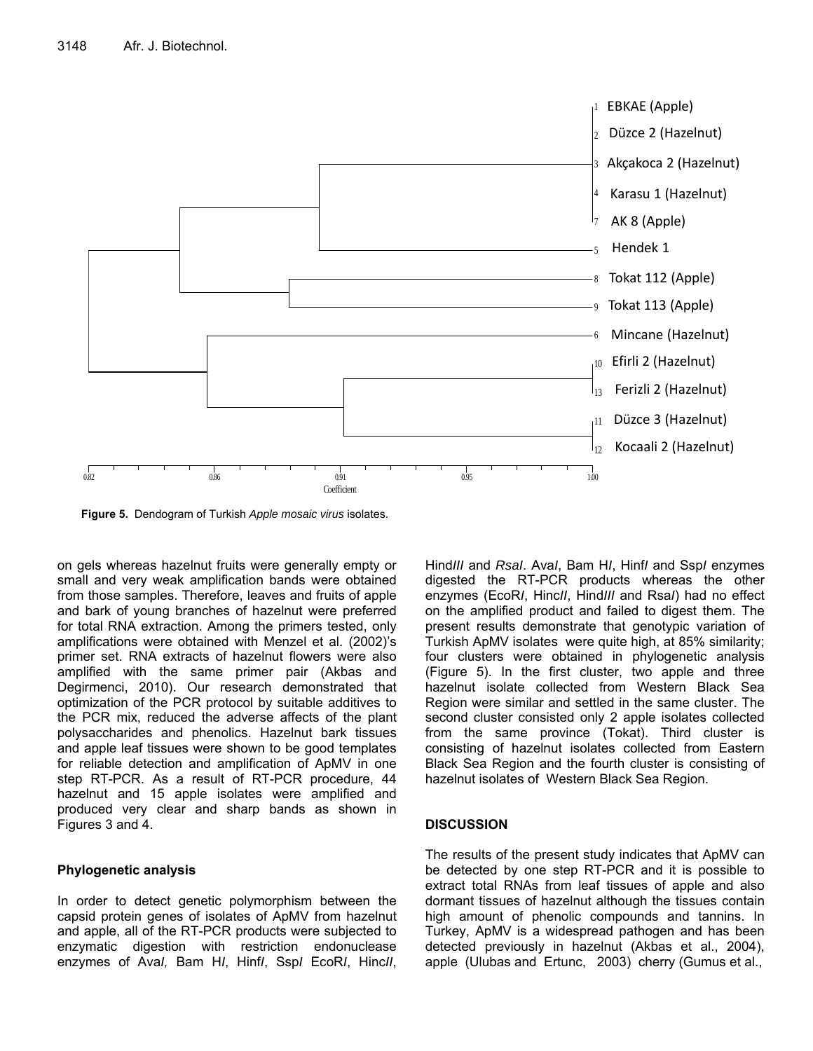Figure 5. Dendogram of Turkish *Apple mosaic virus* isolates.

on gels whereas hazelnut fruits were generally empty or small and very weak amplification bands were obtained from those samples. Therefore, leaves and fruits of apple and bark of young branches of hazelnut were preferred for total RNA extraction. Among the primers tested, only amplifications were obtained with Menzel et al. (2002)'s primer set. RNA extracts of hazelnut flowers were also amplified with the same primer pair (Akbas and Degirmenci, 2010). Our research demonstrated that optimization of the PCR protocol by suitable additives to the PCR mix, reduced the adverse affects of the plant polysaccharides and phenolics. Hazelnut bark tissues and apple leaf tissues were shown to be good templates for reliable detection and amplification of ApMV in one step RT-PCR. As a result of RT-PCR procedure, 44 hazelnut and 15 apple isolates were amplified and produced very clear and sharp bands as shown in Figures 3 and 4.

### Phylogenetic analysis

In order to detect genetic polymorphism between the capsid protein genes of isolates of ApMV from hazelnut and apple, all of the RT-PCR products were subjected to enzymatic digestion with restriction endonuclease enzymes of Ava*I*, Bam H*I*, Hinf*I*, Ssp*I* EcoR*I*, Hinc*II*, Hind*III* and *Rsa*I. Ava*I*, Bam H*I*, Hinf*I* and Ssp*I* enzymes digested the RT-PCR products whereas the other enzymes (EcoR*I*, Hinc*II*, Hind*III* and Rsa*I*) had no effect on the amplified product and failed to digest them. The present results demonstrate that genotypic variation of Turkish ApMV isolates were quite high, at 85% similarity; four clusters were obtained in phylogenetic analysis (Figure 5). In the first cluster, two apple and three hazelnut isolate collected from Western Black Sea Region were similar and settled in the same cluster. The second cluster consisted only 2 apple isolates collected from the same province (Tokat). Third cluster is consisting of hazelnut isolates collected from Eastern Black Sea Region and the fourth cluster is consisting of hazelnut isolates of Western Black Sea Region.

## DISCUSSION

The results of the present study indicates that ApMV can be detected by one step RT-PCR and it is possible to extract total RNAs from leaf tissues of apple and also dormant tissues of hazelnut although the tissues contain high amount of phenolic compounds and tannins. In Turkey, ApMV is a widespread pathogen and has been detected previously in hazelnut (Akbas et al., 2004), apple (Ulubas and Ertunc, 2003) cherry (Gumus et al.,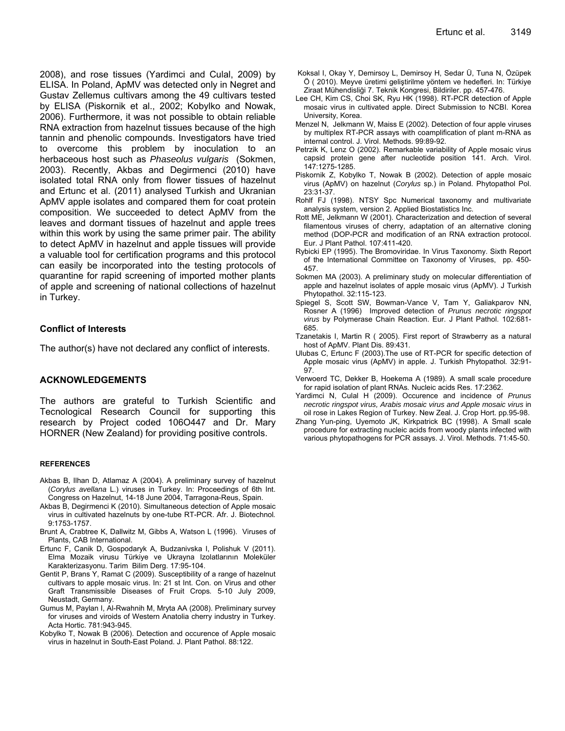2008), and rose tissues (Yardimci and Culal, 2009) by ELISA. In Poland, ApMV was detected only in Negret and Gustav Zellemus cultivars among the 49 cultivars tested by ELISA (Piskornik et al., 2002; Kobylko and Nowak, 2006). Furthermore, it was not possible to obtain reliable RNA extraction from hazelnut tissues because of the high tannin and phenolic compounds. Investigators have tried to overcome this problem by inoculation to an herbaceous host such as *Phaseolus vulgaris* (Sokmen, 2003). Recently, Akbas and Degirmenci (2010) have isolated total RNA only from flower tissues of hazelnut and Ertunc et al. (2011) analysed Turkish and Ukranian ApMV apple isolates and compared them for coat protein composition. We succeeded to detect ApMV from the leaves and dormant tissues of hazelnut and apple trees within this work by using the same primer pair. The ability to detect ApMV in hazelnut and apple tissues will provide a valuable tool for certification programs and this protocol can easily be incorporated into the testing protocols of quarantine for rapid screening of imported mother plants of apple and screening of national collections of hazelnut in Turkey.

## Conflict of Interests

The author(s) have not declared any conflict of interests.

## ACKNOWLEDGEMENTS

The authors are grateful to Turkish Scientific and Tecnological Research Council for supporting this research by Project coded 106O447 and Dr. Mary HORNER (New Zealand) for providing positive controls.

## REFERENCES

Akbas B, Ilhan D, Atlamaz A (2004). A preliminary survey of hazelnut (*Corylus avellana* L.) viruses in Turkey. In: Proceedings of 6th Int. Congress on Hazelnut, 14-18 June 2004, Tarragona-Reus, Spain.

Akbas B, Degirmenci K (2010). Simultaneous detection of Apple mosaic virus in cultivated hazelnuts by one-tube RT-PCR. Afr. J. Biotechnol. 9:1753-1757.

Brunt A, Crabtree K, Dallwitz M, Gibbs A, Watson L (1996). Viruses of Plants, CAB International.

Ertunc F, Canik D, Gospodaryk A, Budzanivska I, Polishuk V (2011). Elma Mozaik virusu Türkiye ve Ukrayna Izolatlarının Moleküler Karakterizasyonu. Tarim Bilim Derg. 17:95-104.

Gentit P, Brans Y, Ramat C (2009). Susceptibility of a range of hazelnut cultivars to apple mosaic virus. In: 21 st Int. Con. on Virus and other Graft Transmissible Diseases of Fruit Crops. 5-10 July 2009, Neustadt, Germany.

Gumus M, Paylan I, Al-Rwahnih M, Mryta AA (2008). Preliminary survey for viruses and viroids of Western Anatolia cherry industry in Turkey. Acta Hortic. 781:943-945.

Kobylko T, Nowak B (2006). Detection and occurence of Apple mosaic virus in hazelnut in South-East Poland. J. Plant Pathol. 88:122.

Koksal I, Okay Y, Demirsoy L, Demirsoy H, Sedar Ü, Tuna N, Özüpek Ö ( 2010). Meyve üretimi geliştirilme yöntem ve hedefleri. In: Türkiye Ziraat Mühendisliği 7. Teknik Kongresi, Bildiriler. pp. 457-476.

Lee CH, Kim CS, Choi SK, Ryu HK (1998). RT-PCR detection of Apple mosaic virus in cultivated apple. Direct Submission to NCBI. Korea University, Korea.

Menzel N, Jelkmann W, Maiss E (2002). Detection of four apple viruses by multiplex RT-PCR assays with coamplification of plant m-RNA as internal control. J. Virol. Methods. 99:89-92.

Petrzik K, Lenz O (2002). Remarkable variability of Apple mosaic virus capsid protein gene after nucleotide position 141. Arch. Virol. 147:1275-1285.

Piskornik Z, Kobylko T, Nowak B (2002). Detection of apple mosaic virus (ApMV) on hazelnut (*Corylus* sp.) in Poland. Phytopathol Pol. 23:31-37.

Rohlf FJ (1998). NTSY Spc Numerical taxonomy and multivariate analysis system, version 2. Applied Biostatistics Inc.

Rott ME, Jelkmann W (2001). Characterization and detection of several filamentous viruses of cherry, adaptation of an alternative cloning method (DOP-PCR and modification of an RNA extraction protocol. Eur. J Plant Pathol. 107:411-420.

Rybicki EP (1995). The Bromoviridae. In Virus Taxonomy. Sixth Report of the International Committee on Taxonomy of Viruses, pp. 450-457.

Sokmen MA (2003). A preliminary study on molecular differentiation of apple and hazelnut isolates of apple mosaic virus (ApMV). J Turkish Phytopathol. 32:115-123.

Spiegel S, Scott SW, Bowman-Vance V, Tam Y, Galiakparov NN, Rosner A (1996) Improved detection of *Prunus necrotic ringspot virus* by Polymerase Chain Reaction. Eur. J Plant Pathol. 102:681-685.

Tzanetakis I, Martin R ( 2005). First report of Strawberry as a natural host of ApMV. Plant Dis. 89:431.

Ulubas C, Ertunc F (2003).The use of RT-PCR for specific detection of Apple mosaic virus (ApMV) in apple. J. Turkish Phytopathol. 32:91-97.

Verwoerd TC, Dekker B, Hoekema A (1989). A small scale procedure for rapid isolation of plant RNAs. Nucleic acids Res. 17:2362.

Yardimci N, Culal H (2009). Occurence and incidence of *Prunus necrotic ringspot virus, Arabis mosaic virus and Apple mosaic virus* in oil rose in Lakes Region of Turkey. New Zeal. J. Crop Hort. pp.95-98.

Zhang Yun-ping, Uyemoto JK, Kirkpatrick BC (1998). A Small scale procedure for extracting nucleic acids from woody plants infected with various phytopathogens for PCR assays. J. Virol. Methods. 71:45-50.